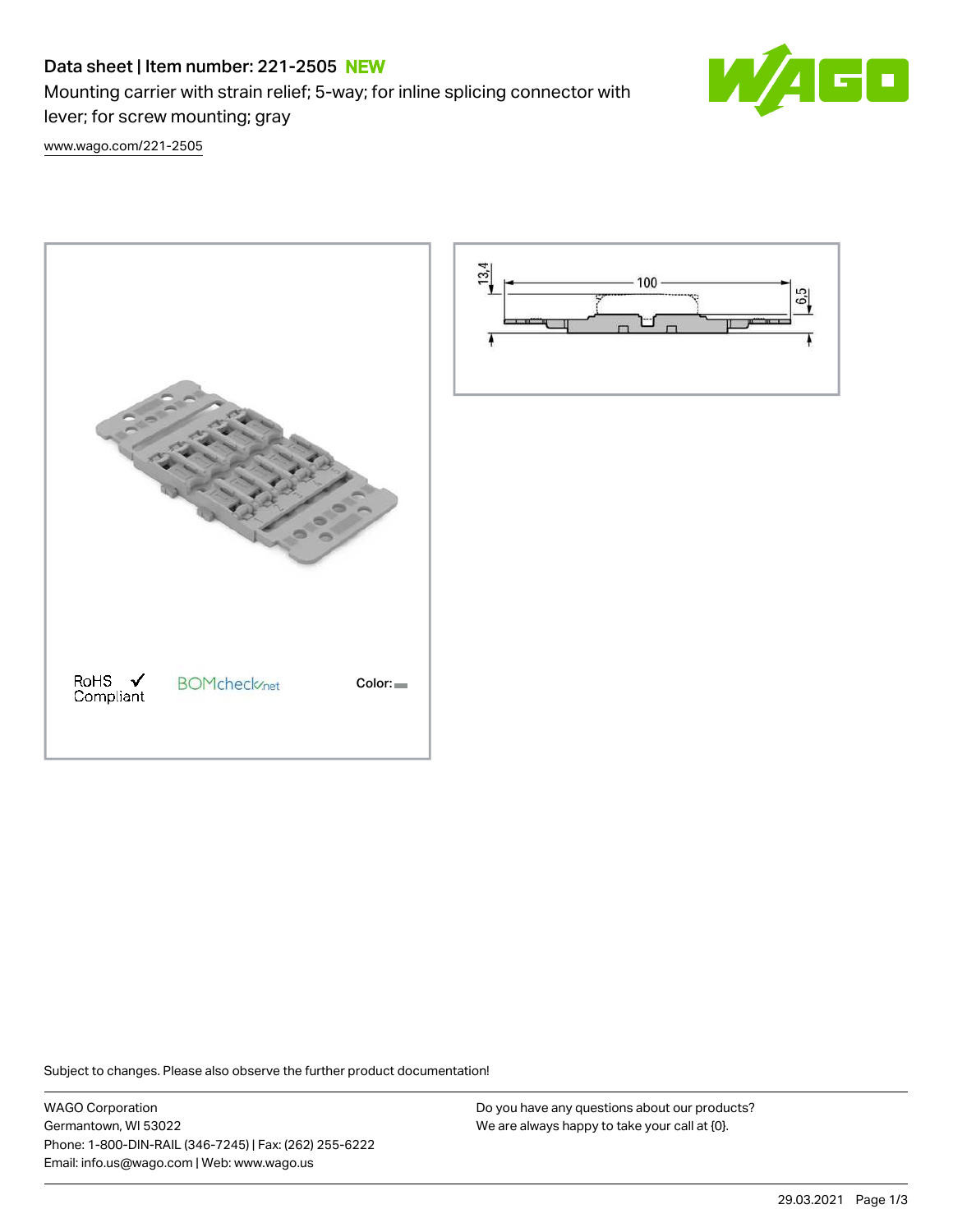# Data sheet | Item number: 221-2505 NEW

Mounting carrier with strain relief; 5-way; for inline splicing connector with lever; for screw mounting; gray

www.wago.com/221-2505

13,4

100

6,5

RoHS ✓ Compliant

BOMcheck.net

Color:

Subject to changes. Please also observe the further product documentation!

WAGO Corporation
Germantown, WI 53022
Phone: 1-800-DIN-RAIL (346-7245) | Fax: (262) 255-6222
Email: info.us@wago.com | Web: www.wago.us

Do you have any questions about our products?
We are always happy to take your call at {0}.

29.03.2021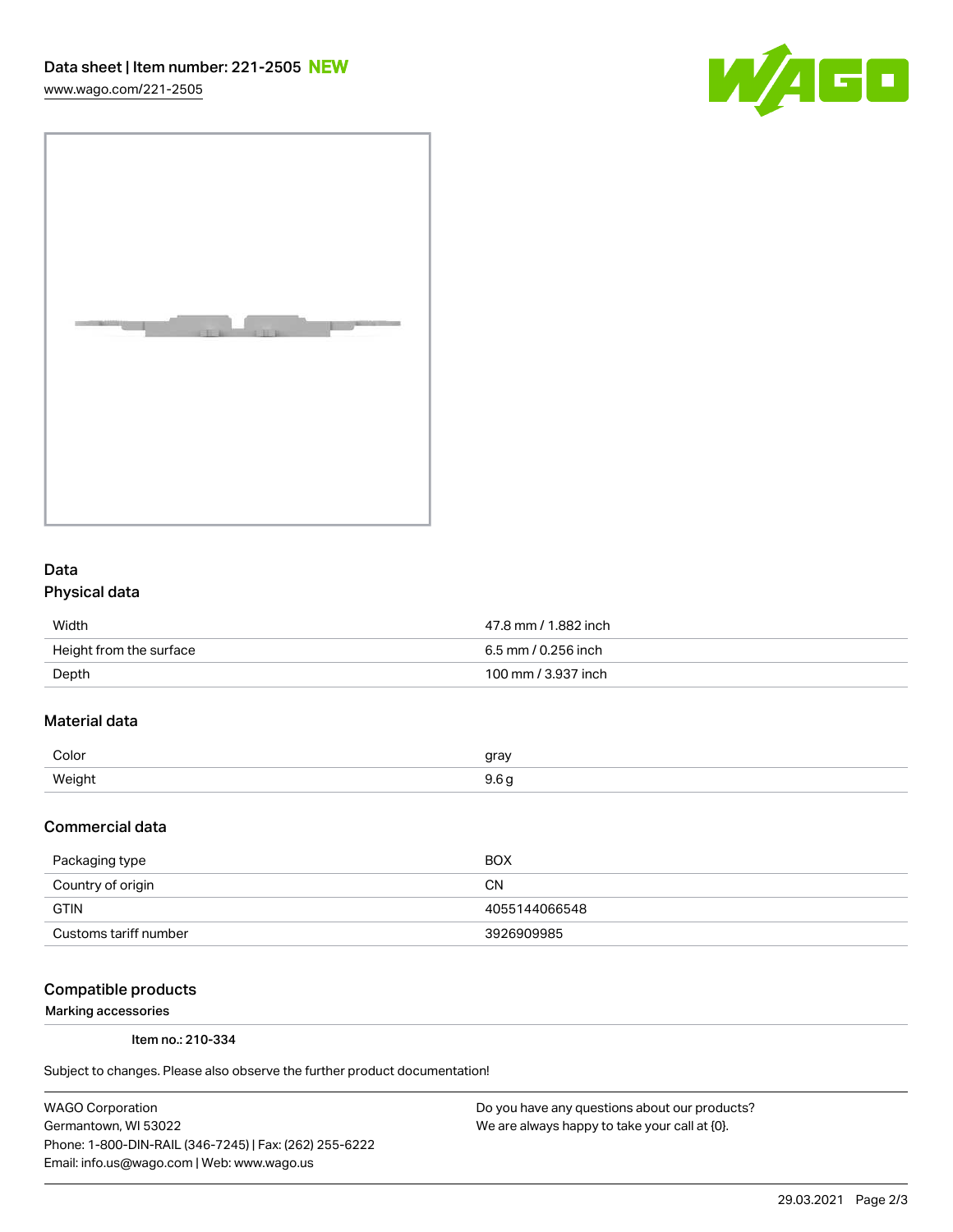## Data

### Physical data

| | |
|---|---|
| Width | 47.8 mm / 1.882 inch |
| Height from the surface | 6.5 mm / 0.256 inch |
| Depth | 100 mm / 3.937 inch |

### Material data

| | |
|---|---|
| Color | gray |
| Weight | 9.6 g |

### Commercial data

| | |
|---|---|
| Packaging type | BOX |
| Country of origin | CN |
| GTIN | 4055144066548 |
| Customs tariff number | 3926909985 |

### Compatible products

Marking accessories

Item no.: 210-334

Subject to changes. Please also observe the further product documentation!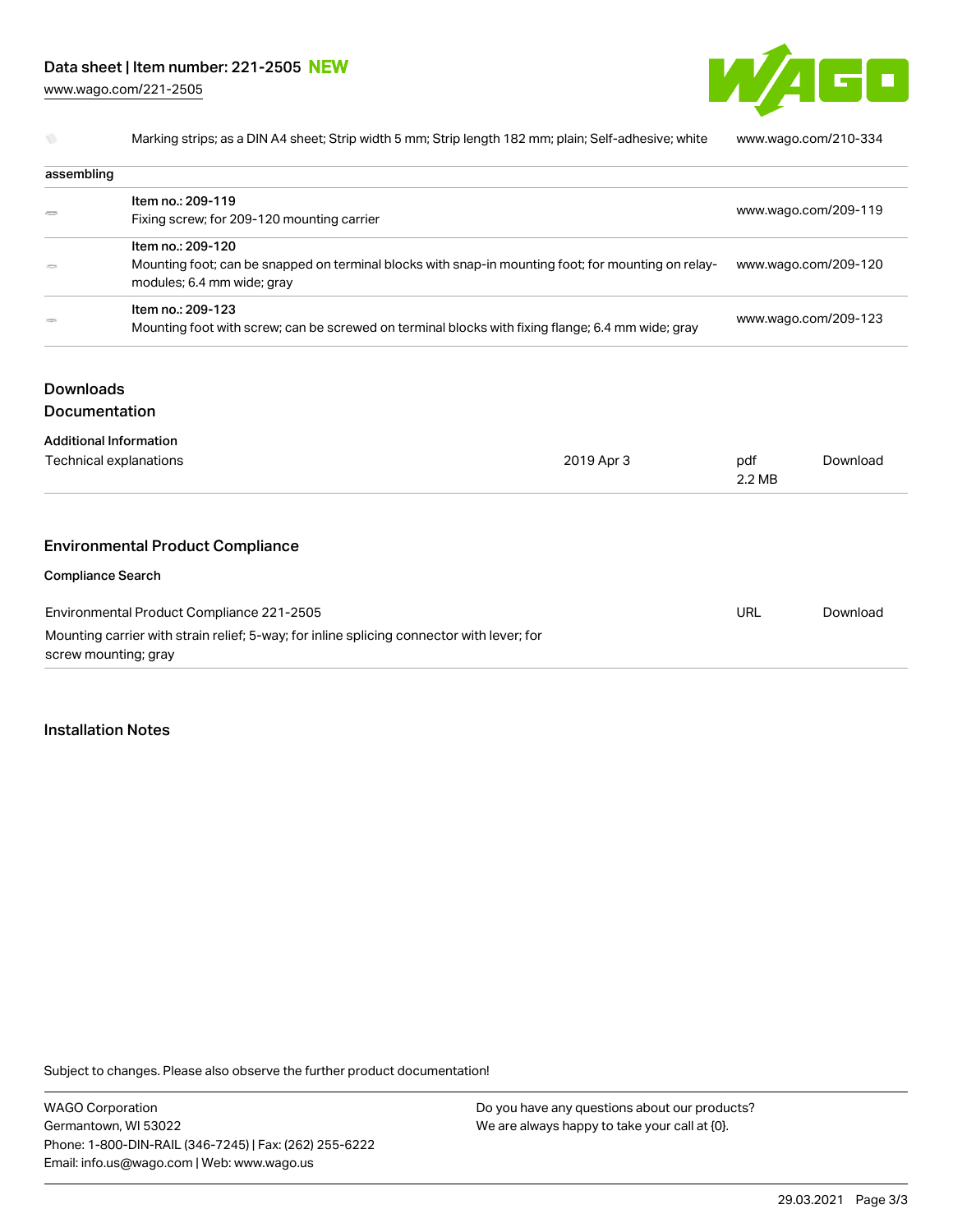| | | |
|---|---|---|
| | Marking strips; as a DIN A4 sheet; Strip width 5 mm; Strip length 182 mm; plain; Self-adhesive; white | www.wago.com/210-334 |

| assembling | | |
|---|---|---|
| | Item no.: 209-119<br>Fixing screw; for 209-120 mounting carrier | www.wago.com/209-119 |
| | Item no.: 209-120<br>Mounting foot; can be snapped on terminal blocks with snap-in mounting foot; for mounting on relay-modules; 6.4 mm wide; gray | www.wago.com/209-120 |
| | Item no.: 209-123<br>Mounting foot with screw; can be screwed on terminal blocks with fixing flange; 6.4 mm wide; gray | www.wago.com/209-123 |

## Downloads

### Documentation

**Additional Information**

| | | | |
|---|---|---|---|
| Technical explanations | 2019 Apr 3 | pdf<br>2.2 MB | Download |

### Environmental Product Compliance

**Compliance Search**

| | | |
|---|---|---|
| Environmental Product Compliance 221-2505<br>Mounting carrier with strain relief; 5-way; for inline splicing connector with lever; for screw mounting; gray | URL | Download |

### Installation Notes

Subject to changes. Please also observe the further product documentation!

WAGO Corporation
Germantown, WI 53022
Phone: 1-800-DIN-RAIL (346-7245) | Fax: (262) 255-6222
Email: info.us@wago.com | Web: www.wago.us

Do you have any questions about our products?
We are always happy to take your call at {0}.

29.03.2021